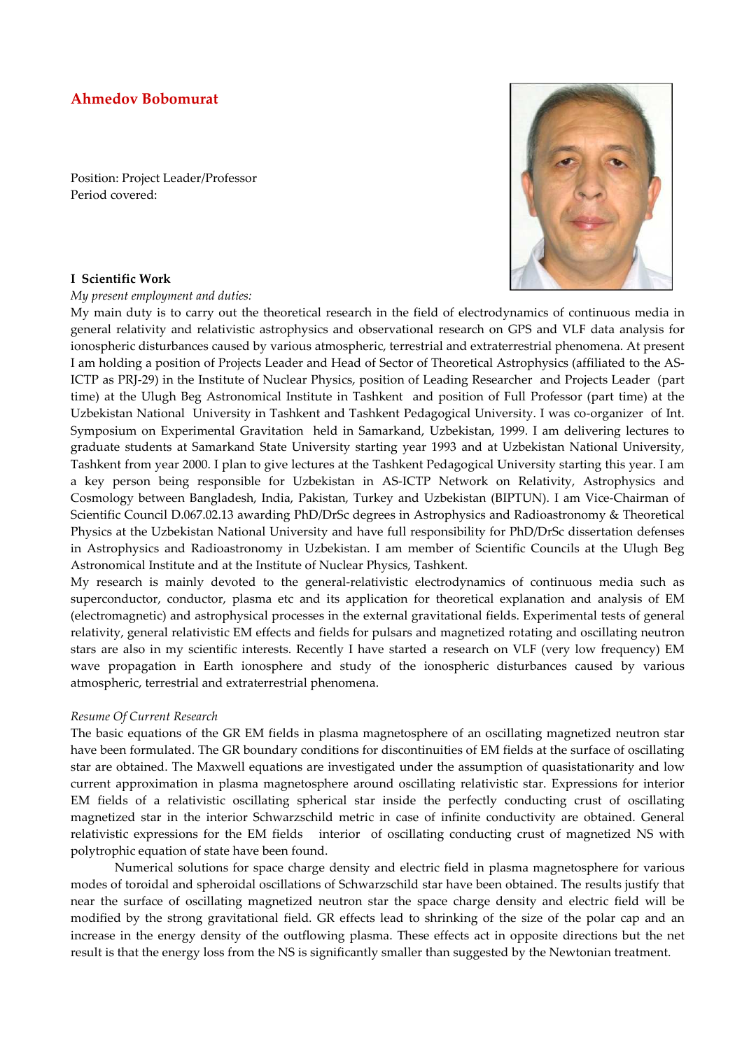# Ahmedov Bobomurat

Position: Project Leader/Professor
Period covered:

## I Scientific Work

*My present employment and duties:*

My main duty is to carry out the theoretical research in the field of electrodynamics of continuous media in general relativity and relativistic astrophysics and observational research on GPS and VLF data analysis for ionospheric disturbances caused by various atmospheric, terrestrial and extraterrestrial phenomena. At present I am holding a position of Projects Leader and Head of Sector of Theoretical Astrophysics (affiliated to the AS-ICTP as PRJ-29) in the Institute of Nuclear Physics, position of Leading Researcher and Projects Leader (part time) at the Ulugh Beg Astronomical Institute in Tashkent and position of Full Professor (part time) at the Uzbekistan National University in Tashkent and Tashkent Pedagogical University. I was co-organizer of Int. Symposium on Experimental Gravitation held in Samarkand, Uzbekistan, 1999. I am delivering lectures to graduate students at Samarkand State University starting year 1993 and at Uzbekistan National University, Tashkent from year 2000. I plan to give lectures at the Tashkent Pedagogical University starting this year. I am a key person being responsible for Uzbekistan in AS-ICTP Network on Relativity, Astrophysics and Cosmology between Bangladesh, India, Pakistan, Turkey and Uzbekistan (BIPTUN). I am Vice-Chairman of Scientific Council D.067.02.13 awarding PhD/DrSc degrees in Astrophysics and Radioastronomy & Theoretical Physics at the Uzbekistan National University and have full responsibility for PhD/DrSc dissertation defenses in Astrophysics and Radioastronomy in Uzbekistan. I am member of Scientific Councils at the Ulugh Beg Astronomical Institute and at the Institute of Nuclear Physics, Tashkent.

My research is mainly devoted to the general-relativistic electrodynamics of continuous media such as superconductor, conductor, plasma etc and its application for theoretical explanation and analysis of EM (electromagnetic) and astrophysical processes in the external gravitational fields. Experimental tests of general relativity, general relativistic EM effects and fields for pulsars and magnetized rotating and oscillating neutron stars are also in my scientific interests. Recently I have started a research on VLF (very low frequency) EM wave propagation in Earth ionosphere and study of the ionospheric disturbances caused by various atmospheric, terrestrial and extraterrestrial phenomena.

*Resume Of Current Research*

The basic equations of the GR EM fields in plasma magnetosphere of an oscillating magnetized neutron star have been formulated. The GR boundary conditions for discontinuities of EM fields at the surface of oscillating star are obtained. The Maxwell equations are investigated under the assumption of quasistationarity and low current approximation in plasma magnetosphere around oscillating relativistic star. Expressions for interior EM fields of a relativistic oscillating spherical star inside the perfectly conducting crust of oscillating magnetized star in the interior Schwarzschild metric in case of infinite conductivity are obtained. General relativistic expressions for the EM fields interior of oscillating conducting crust of magnetized NS with polytrophic equation of state have been found.

Numerical solutions for space charge density and electric field in plasma magnetosphere for various modes of toroidal and spheroidal oscillations of Schwarzschild star have been obtained. The results justify that near the surface of oscillating magnetized neutron star the space charge density and electric field will be modified by the strong gravitational field. GR effects lead to shrinking of the size of the polar cap and an increase in the energy density of the outflowing plasma. These effects act in opposite directions but the net result is that the energy loss from the NS is significantly smaller than suggested by the Newtonian treatment.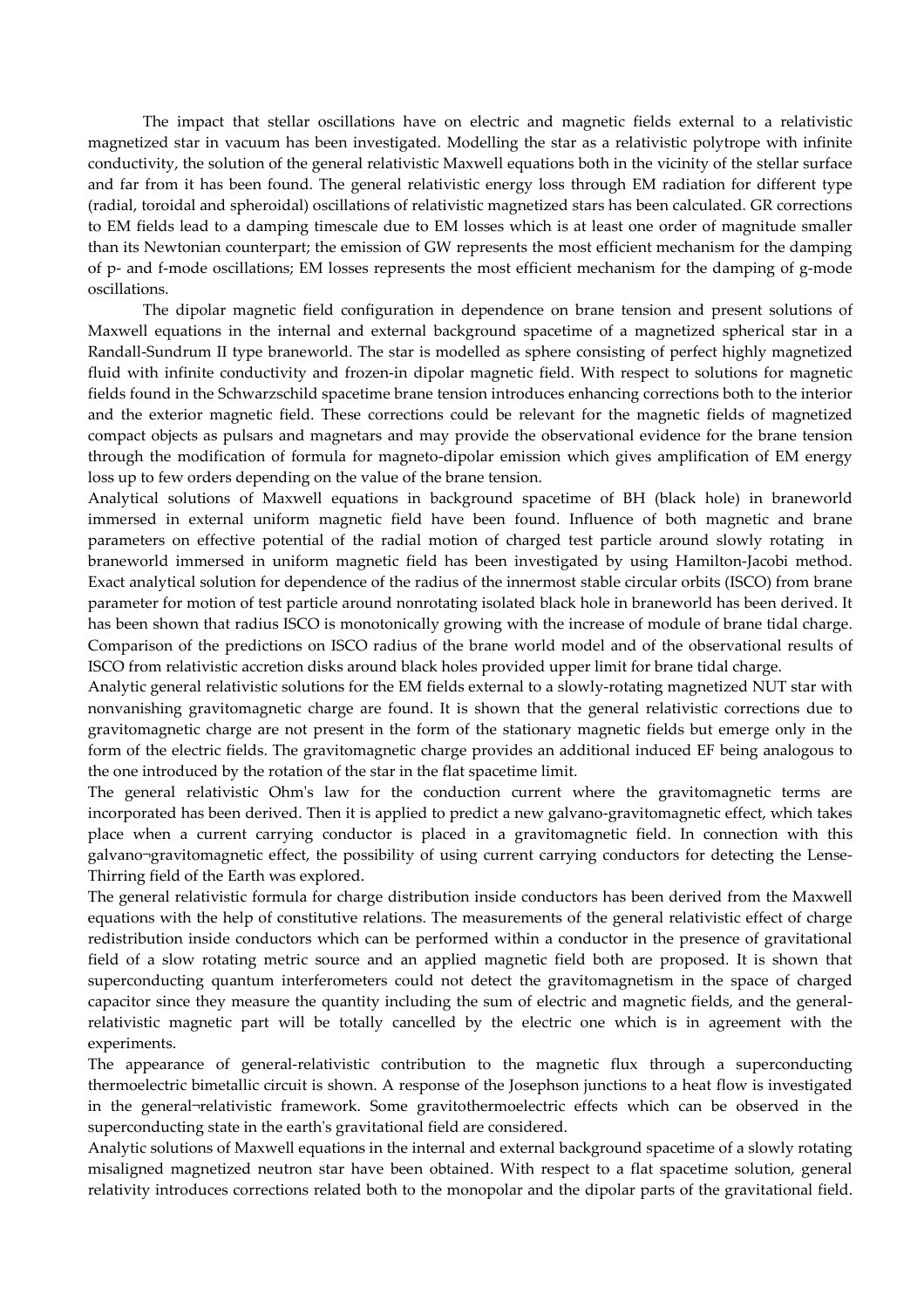The impact that stellar oscillations have on electric and magnetic fields external to a relativistic magnetized star in vacuum has been investigated. Modelling the star as a relativistic polytrope with infinite conductivity, the solution of the general relativistic Maxwell equations both in the vicinity of the stellar surface and far from it has been found. The general relativistic energy loss through EM radiation for different type (radial, toroidal and spheroidal) oscillations of relativistic magnetized stars has been calculated. GR corrections to EM fields lead to a damping timescale due to EM losses which is at least one order of magnitude smaller than its Newtonian counterpart; the emission of GW represents the most efficient mechanism for the damping of p- and f-mode oscillations; EM losses represents the most efficient mechanism for the damping of g-mode oscillations.

The dipolar magnetic field configuration in dependence on brane tension and present solutions of Maxwell equations in the internal and external background spacetime of a magnetized spherical star in a Randall-Sundrum II type braneworld. The star is modelled as sphere consisting of perfect highly magnetized fluid with infinite conductivity and frozen-in dipolar magnetic field. With respect to solutions for magnetic fields found in the Schwarzschild spacetime brane tension introduces enhancing corrections both to the interior and the exterior magnetic field. These corrections could be relevant for the magnetic fields of magnetized compact objects as pulsars and magnetars and may provide the observational evidence for the brane tension through the modification of formula for magneto-dipolar emission which gives amplification of EM energy loss up to few orders depending on the value of the brane tension.

Analytical solutions of Maxwell equations in background spacetime of BH (black hole) in braneworld immersed in external uniform magnetic field have been found. Influence of both magnetic and brane parameters on effective potential of the radial motion of charged test particle around slowly rotating in braneworld immersed in uniform magnetic field has been investigated by using Hamilton-Jacobi method. Exact analytical solution for dependence of the radius of the innermost stable circular orbits (ISCO) from brane parameter for motion of test particle around nonrotating isolated black hole in braneworld has been derived. It has been shown that radius ISCO is monotonically growing with the increase of module of brane tidal charge. Comparison of the predictions on ISCO radius of the brane world model and of the observational results of ISCO from relativistic accretion disks around black holes provided upper limit for brane tidal charge.

Analytic general relativistic solutions for the EM fields external to a slowly-rotating magnetized NUT star with nonvanishing gravitomagnetic charge are found. It is shown that the general relativistic corrections due to gravitomagnetic charge are not present in the form of the stationary magnetic fields but emerge only in the form of the electric fields. The gravitomagnetic charge provides an additional induced EF being analogous to the one introduced by the rotation of the star in the flat spacetime limit.

The general relativistic Ohm's law for the conduction current where the gravitomagnetic terms are incorporated has been derived. Then it is applied to predict a new galvano-gravitomagnetic effect, which takes place when a current carrying conductor is placed in a gravitomagnetic field. In connection with this galvano¬gravitomagnetic effect, the possibility of using current carrying conductors for detecting the Lense-Thirring field of the Earth was explored.

The general relativistic formula for charge distribution inside conductors has been derived from the Maxwell equations with the help of constitutive relations. The measurements of the general relativistic effect of charge redistribution inside conductors which can be performed within a conductor in the presence of gravitational field of a slow rotating metric source and an applied magnetic field both are proposed. It is shown that superconducting quantum interferometers could not detect the gravitomagnetism in the space of charged capacitor since they measure the quantity including the sum of electric and magnetic fields, and the general-relativistic magnetic part will be totally cancelled by the electric one which is in agreement with the experiments.

The appearance of general-relativistic contribution to the magnetic flux through a superconducting thermoelectric bimetallic circuit is shown. A response of the Josephson junctions to a heat flow is investigated in the general¬relativistic framework. Some gravitothermoelectric effects which can be observed in the superconducting state in the earth's gravitational field are considered.

Analytic solutions of Maxwell equations in the internal and external background spacetime of a slowly rotating misaligned magnetized neutron star have been obtained. With respect to a flat spacetime solution, general relativity introduces corrections related both to the monopolar and the dipolar parts of the gravitational field.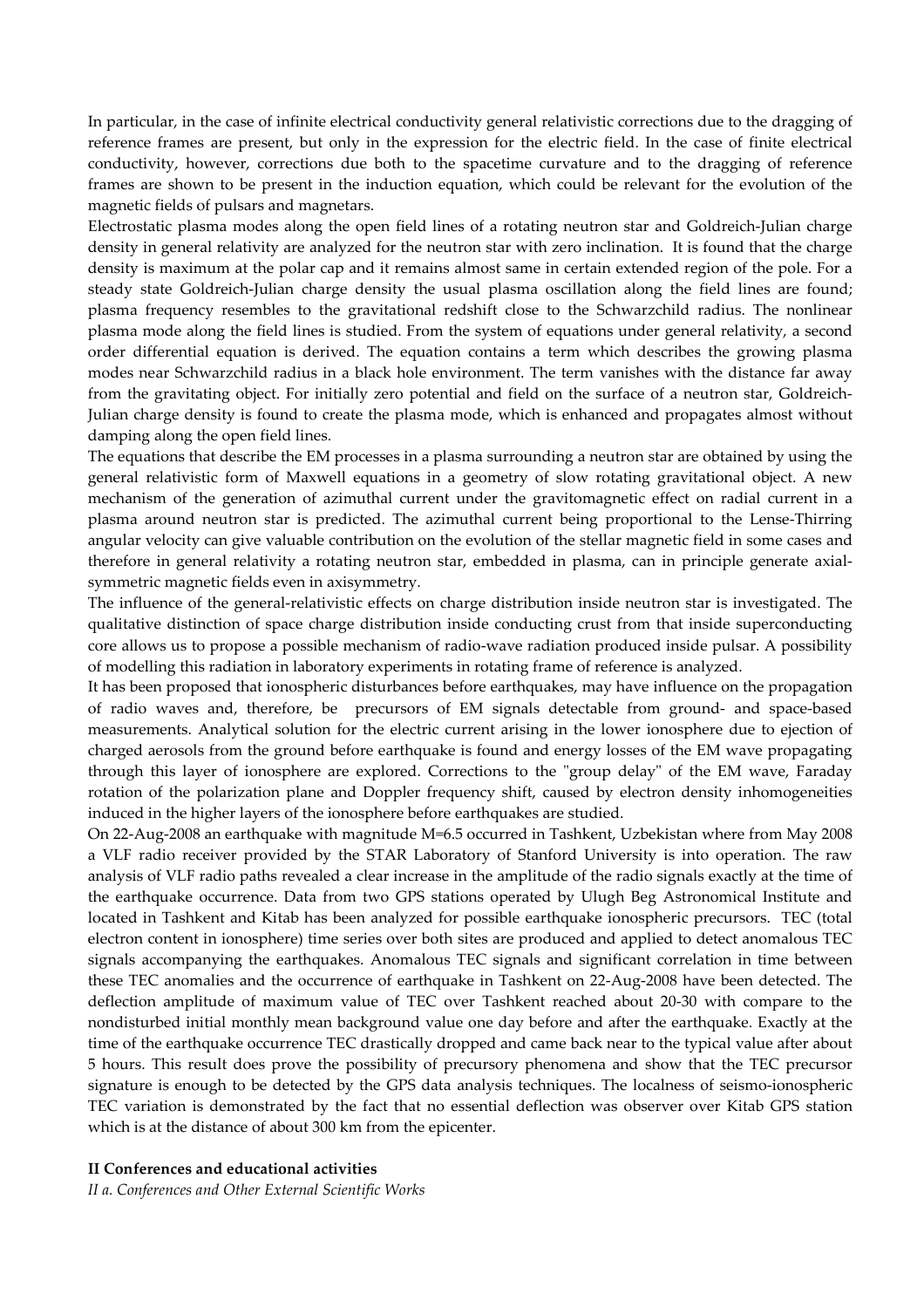In particular, in the case of infinite electrical conductivity general relativistic corrections due to the dragging of reference frames are present, but only in the expression for the electric field. In the case of finite electrical conductivity, however, corrections due both to the spacetime curvature and to the dragging of reference frames are shown to be present in the induction equation, which could be relevant for the evolution of the magnetic fields of pulsars and magnetars.

Electrostatic plasma modes along the open field lines of a rotating neutron star and Goldreich-Julian charge density in general relativity are analyzed for the neutron star with zero inclination. It is found that the charge density is maximum at the polar cap and it remains almost same in certain extended region of the pole. For a steady state Goldreich-Julian charge density the usual plasma oscillation along the field lines are found; plasma frequency resembles to the gravitational redshift close to the Schwarzchild radius. The nonlinear plasma mode along the field lines is studied. From the system of equations under general relativity, a second order differential equation is derived. The equation contains a term which describes the growing plasma modes near Schwarzchild radius in a black hole environment. The term vanishes with the distance far away from the gravitating object. For initially zero potential and field on the surface of a neutron star, Goldreich-Julian charge density is found to create the plasma mode, which is enhanced and propagates almost without damping along the open field lines.

The equations that describe the EM processes in a plasma surrounding a neutron star are obtained by using the general relativistic form of Maxwell equations in a geometry of slow rotating gravitational object. A new mechanism of the generation of azimuthal current under the gravitomagnetic effect on radial current in a plasma around neutron star is predicted. The azimuthal current being proportional to the Lense-Thirring angular velocity can give valuable contribution on the evolution of the stellar magnetic field in some cases and therefore in general relativity a rotating neutron star, embedded in plasma, can in principle generate axial-symmetric magnetic fields even in axisymmetry.

The influence of the general-relativistic effects on charge distribution inside neutron star is investigated. The qualitative distinction of space charge distribution inside conducting crust from that inside superconducting core allows us to propose a possible mechanism of radio-wave radiation produced inside pulsar. A possibility of modelling this radiation in laboratory experiments in rotating frame of reference is analyzed.

It has been proposed that ionospheric disturbances before earthquakes, may have influence on the propagation of radio waves and, therefore, be precursors of EM signals detectable from ground- and space-based measurements. Analytical solution for the electric current arising in the lower ionosphere due to ejection of charged aerosols from the ground before earthquake is found and energy losses of the EM wave propagating through this layer of ionosphere are explored. Corrections to the "group delay" of the EM wave, Faraday rotation of the polarization plane and Doppler frequency shift, caused by electron density inhomogeneities induced in the higher layers of the ionosphere before earthquakes are studied.

On 22-Aug-2008 an earthquake with magnitude M=6.5 occurred in Tashkent, Uzbekistan where from May 2008 a VLF radio receiver provided by the STAR Laboratory of Stanford University is into operation. The raw analysis of VLF radio paths revealed a clear increase in the amplitude of the radio signals exactly at the time of the earthquake occurrence. Data from two GPS stations operated by Ulugh Beg Astronomical Institute and located in Tashkent and Kitab has been analyzed for possible earthquake ionospheric precursors. TEC (total electron content in ionosphere) time series over both sites are produced and applied to detect anomalous TEC signals accompanying the earthquakes. Anomalous TEC signals and significant correlation in time between these TEC anomalies and the occurrence of earthquake in Tashkent on 22-Aug-2008 have been detected. The deflection amplitude of maximum value of TEC over Tashkent reached about 20-30 with compare to the nondisturbed initial monthly mean background value one day before and after the earthquake. Exactly at the time of the earthquake occurrence TEC drastically dropped and came back near to the typical value after about 5 hours. This result does prove the possibility of precursory phenomena and show that the TEC precursor signature is enough to be detected by the GPS data analysis techniques. The localness of seismo-ionospheric TEC variation is demonstrated by the fact that no essential deflection was observer over Kitab GPS station which is at the distance of about 300 km from the epicenter.

## II Conferences and educational activities

### *II a. Conferences and Other External Scientific Works*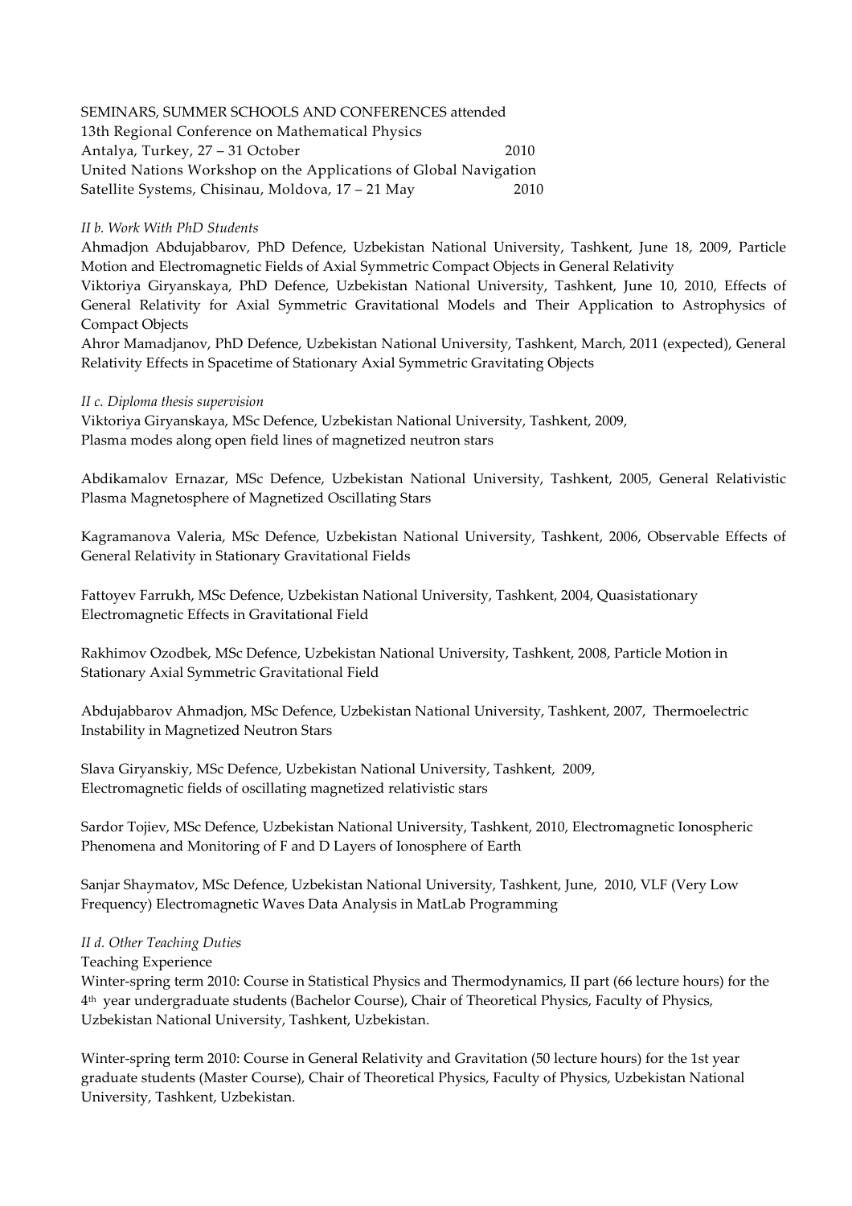SEMINARS, SUMMER SCHOOLS AND CONFERENCES attended

13th Regional Conference on Mathematical Physics
Antalya, Turkey, 27 – 31 October 2010

United Nations Workshop on the Applications of Global Navigation Satellite Systems, Chisinau, Moldova, 17 – 21 May 2010

*II b. Work With PhD Students*

Ahmadjon Abdujabbarov, PhD Defence, Uzbekistan National University, Tashkent, June 18, 2009, Particle Motion and Electromagnetic Fields of Axial Symmetric Compact Objects in General Relativity

Viktoriya Giryanskaya, PhD Defence, Uzbekistan National University, Tashkent, June 10, 2010, Effects of General Relativity for Axial Symmetric Gravitational Models and Their Application to Astrophysics of Compact Objects

Ahror Mamadjanov, PhD Defence, Uzbekistan National University, Tashkent, March, 2011 (expected), General Relativity Effects in Spacetime of Stationary Axial Symmetric Gravitating Objects

*II c. Diploma thesis supervision*

Viktoriya Giryanskaya, MSc Defence, Uzbekistan National University, Tashkent, 2009, Plasma modes along open field lines of magnetized neutron stars

Abdikamalov Ernazar, MSc Defence, Uzbekistan National University, Tashkent, 2005, General Relativistic Plasma Magnetosphere of Magnetized Oscillating Stars

Kagramanova Valeria, MSc Defence, Uzbekistan National University, Tashkent, 2006, Observable Effects of General Relativity in Stationary Gravitational Fields

Fattoyev Farrukh, MSc Defence, Uzbekistan National University, Tashkent, 2004, Quasistationary Electromagnetic Effects in Gravitational Field

Rakhimov Ozodbek, MSc Defence, Uzbekistan National University, Tashkent, 2008, Particle Motion in Stationary Axial Symmetric Gravitational Field

Abdujabbarov Ahmadjon, MSc Defence, Uzbekistan National University, Tashkent, 2007, Thermoelectric Instability in Magnetized Neutron Stars

Slava Giryanskiy, MSc Defence, Uzbekistan National University, Tashkent, 2009, Electromagnetic fields of oscillating magnetized relativistic stars

Sardor Tojiev, MSc Defence, Uzbekistan National University, Tashkent, 2010, Electromagnetic Ionospheric Phenomena and Monitoring of F and D Layers of Ionosphere of Earth

Sanjar Shaymatov, MSc Defence, Uzbekistan National University, Tashkent, June, 2010, VLF (Very Low Frequency) Electromagnetic Waves Data Analysis in MatLab Programming

*II d. Other Teaching Duties*

Teaching Experience

Winter-spring term 2010: Course in Statistical Physics and Thermodynamics, II part (66 lecture hours) for the 4th year undergraduate students (Bachelor Course), Chair of Theoretical Physics, Faculty of Physics, Uzbekistan National University, Tashkent, Uzbekistan.

Winter-spring term 2010: Course in General Relativity and Gravitation (50 lecture hours) for the 1st year graduate students (Master Course), Chair of Theoretical Physics, Faculty of Physics, Uzbekistan National University, Tashkent, Uzbekistan.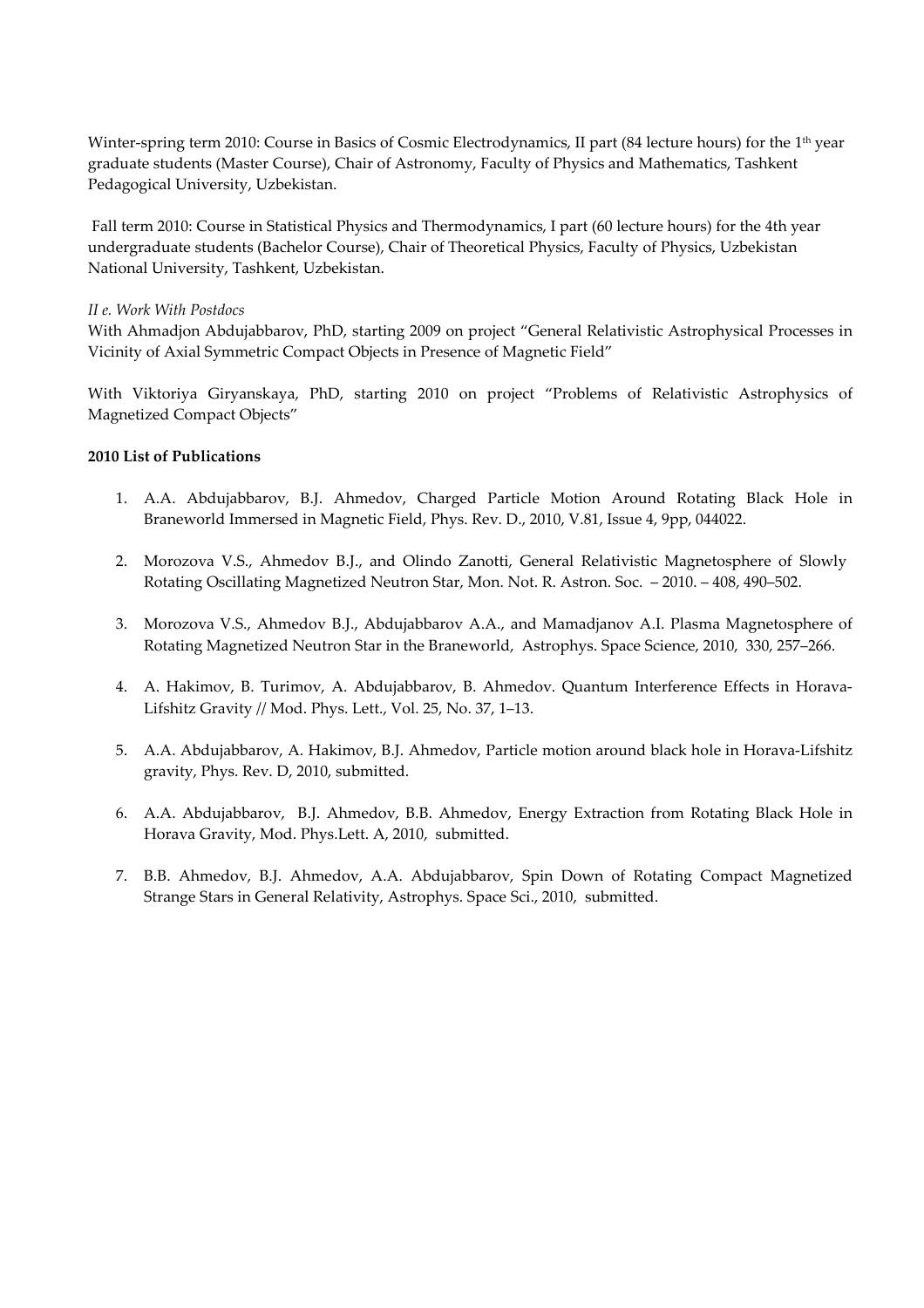Winter-spring term 2010: Course in Basics of Cosmic Electrodynamics, II part (84 lecture hours) for the 1th year graduate students (Master Course), Chair of Astronomy, Faculty of Physics and Mathematics, Tashkent Pedagogical University, Uzbekistan.

Fall term 2010: Course in Statistical Physics and Thermodynamics, I part (60 lecture hours) for the 4th year undergraduate students (Bachelor Course), Chair of Theoretical Physics, Faculty of Physics, Uzbekistan National University, Tashkent, Uzbekistan.

*II e. Work With Postdocs*

With Ahmadjon Abdujabbarov, PhD, starting 2009 on project "General Relativistic Astrophysical Processes in Vicinity of Axial Symmetric Compact Objects in Presence of Magnetic Field"

With Viktoriya Giryanskaya, PhD, starting 2010 on project "Problems of Relativistic Astrophysics of Magnetized Compact Objects"

**2010 List of Publications**

1. A.A. Abdujabbarov, B.J. Ahmedov, Charged Particle Motion Around Rotating Black Hole in Braneworld Immersed in Magnetic Field, Phys. Rev. D., 2010, V.81, Issue 4, 9pp, 044022.

2. Morozova V.S., Ahmedov B.J., and Olindo Zanotti, General Relativistic Magnetosphere of Slowly Rotating Oscillating Magnetized Neutron Star, Mon. Not. R. Astron. Soc. – 2010. – 408, 490–502.

3. Morozova V.S., Ahmedov B.J., Abdujabbarov A.A., and Mamadjanov A.I. Plasma Magnetosphere of Rotating Magnetized Neutron Star in the Braneworld, Astrophys. Space Science, 2010, 330, 257–266.

4. A. Hakimov, B. Turimov, A. Abdujabbarov, B. Ahmedov. Quantum Interference Effects in Horava-Lifshitz Gravity // Mod. Phys. Lett., Vol. 25, No. 37, 1–13.

5. A.A. Abdujabbarov, A. Hakimov, B.J. Ahmedov, Particle motion around black hole in Horava-Lifshitz gravity, Phys. Rev. D, 2010, submitted.

6. A.A. Abdujabbarov, B.J. Ahmedov, B.B. Ahmedov, Energy Extraction from Rotating Black Hole in Horava Gravity, Mod. Phys.Lett. A, 2010, submitted.

7. B.B. Ahmedov, B.J. Ahmedov, A.A. Abdujabbarov, Spin Down of Rotating Compact Magnetized Strange Stars in General Relativity, Astrophys. Space Sci., 2010, submitted.